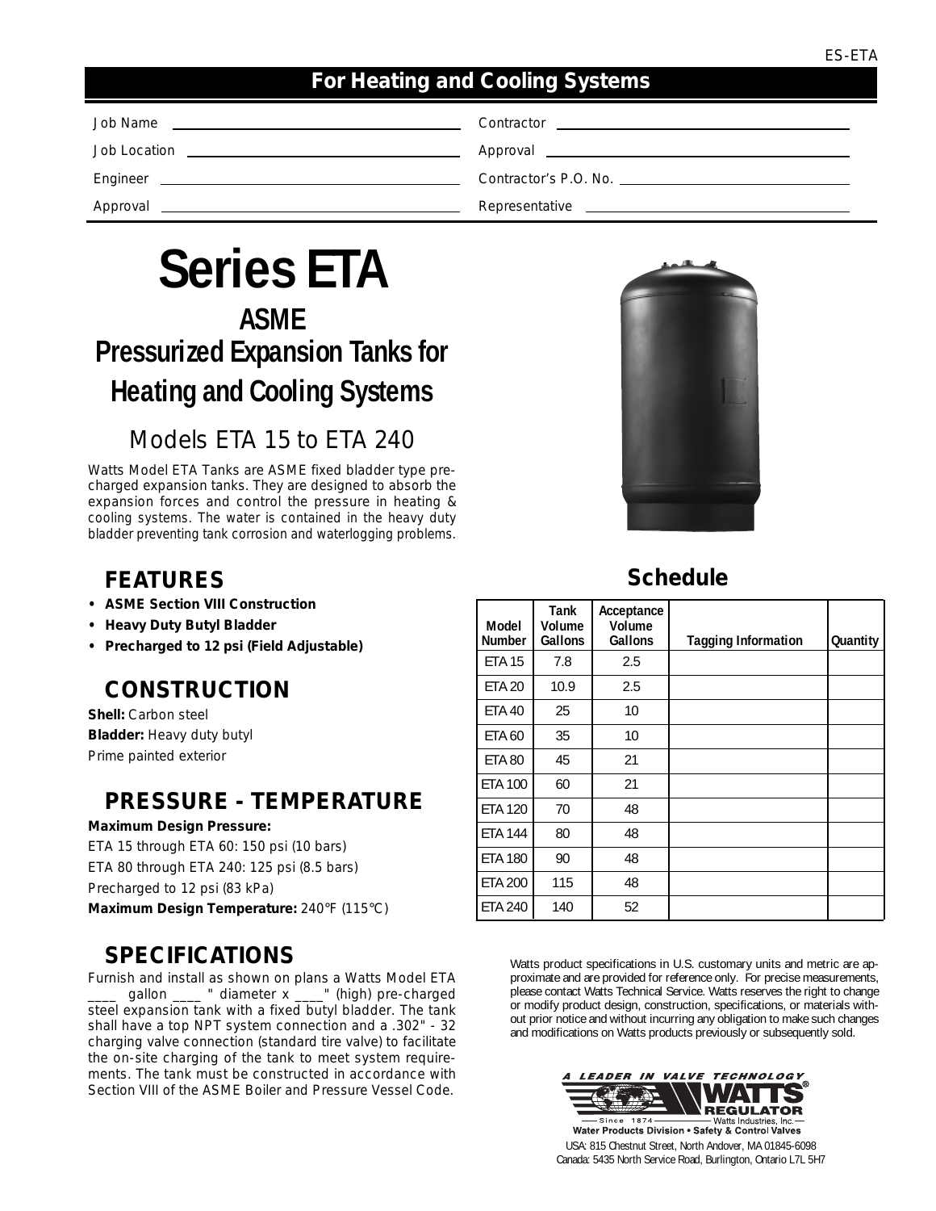## For Heating and Cooling Systems

Job Name ______________________

Job Location ______________________

Engineer ______________________

Approval ______________________

Contractor ______________________

Approval ______________________

Contractor's P.O. No. ______________________

Representative ______________________

# Series ETA

## ASME Pressurized Expansion Tanks for Heating and Cooling Systems

### Models ETA 15 to ETA 240

Watts Model ETA Tanks are ASME fixed bladder type pre-charged expansion tanks. They are designed to absorb the expansion forces and control the pressure in heating & cooling systems. The water is contained in the heavy duty bladder preventing tank corrosion and waterlogging problems.

## FEATURES

- **ASME Section VIII Construction**
- **Heavy Duty Butyl Bladder**
- **Precharged to 12 psi (Field Adjustable)**

## CONSTRUCTION

**Shell:** Carbon steel

**Bladder:** Heavy duty butyl

Prime painted exterior

## PRESSURE - TEMPERATURE

**Maximum Design Pressure:**

ETA 15 through ETA 60: 150 psi (10 bars)

ETA 80 through ETA 240: 125 psi (8.5 bars)

Precharged to 12 psi (83 kPa)

**Maximum Design Temperature:** 240°F (115°C)

## SPECIFICATIONS

Furnish and install as shown on plans a Watts Model ETA ____ gallon ____ " diameter x ____" (high) pre-charged steel expansion tank with a fixed butyl bladder. The tank shall have a top NPT system connection and a .302" - 32 charging valve connection (standard tire valve) to facilitate the on-site charging of the tank to meet system requirements. The tank must be constructed in accordance with Section VIII of the ASME Boiler and Pressure Vessel Code.

## Schedule

| Model Number | Tank Volume Gallons | Acceptance Volume Gallons | Tagging Information | Quantity |
|---|---|---|---|---|
| ETA 15 | 7.8 | 2.5 | | |
| ETA 20 | 10.9 | 2.5 | | |
| ETA 40 | 25 | 10 | | |
| ETA 60 | 35 | 10 | | |
| ETA 80 | 45 | 21 | | |
| ETA 100 | 60 | 21 | | |
| ETA 120 | 70 | 48 | | |
| ETA 144 | 80 | 48 | | |
| ETA 180 | 90 | 48 | | |
| ETA 200 | 115 | 48 | | |
| ETA 240 | 140 | 52 | | |

Watts product specifications in U.S. customary units and metric are approximate and are provided for reference only. For precise measurements, please contact Watts Technical Service. Watts reserves the right to change or modify product design, construction, specifications, or materials without prior notice and without incurring any obligation to make such changes and modifications on Watts products previously or subsequently sold.

A LEADER IN VALVE TECHNOLOGY

WATTS REGULATOR

Since 1874 — Watts Industries, Inc.

Water Products Division • Safety & Control Valves

USA: 815 Chestnut Street, North Andover, MA 01845-6098

Canada: 5435 North Service Road, Burlington, Ontario L7L 5H7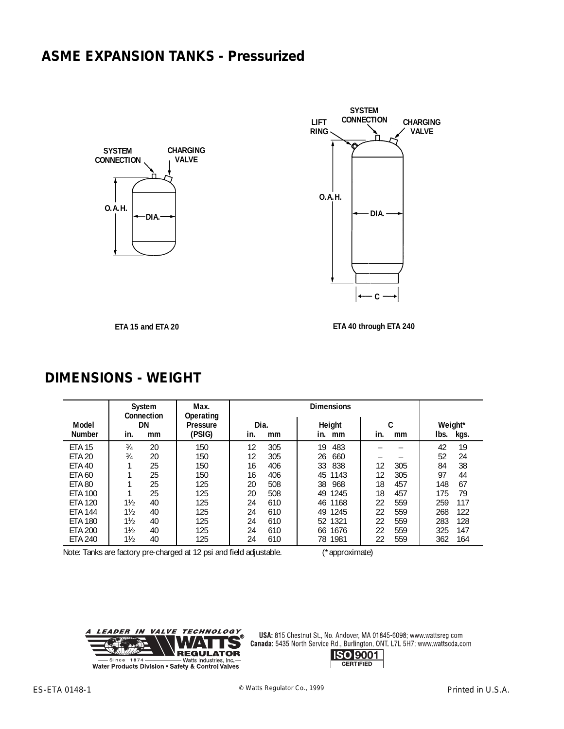# ASME EXPANSION TANKS - Pressurized

SYSTEM CONNECTION

CHARGING VALVE

O.A.H.

DIA.

ETA 15 and ETA 20

SYSTEM CONNECTION

LIFT RING

CHARGING VALVE

O.A.H.

DIA.

C

ETA 40 through ETA 240

## DIMENSIONS - WEIGHT

| Model Number | System Connection DN in. | mm | Max. Operating Pressure (PSIG) | Dimensions Dia. in. | mm | Height in. | mm | C in. | mm | Weight* lbs. | kgs. |
|---|---|---|---|---|---|---|---|---|---|---|---|
| ETA 15 | ¾ | 20 | 150 | 12 | 305 | 19 | 483 | – | – | 42 | 19 |
| ETA 20 | ¾ | 20 | 150 | 12 | 305 | 26 | 660 | – | – | 52 | 24 |
| ETA 40 | 1 | 25 | 150 | 16 | 406 | 33 | 838 | 12 | 305 | 84 | 38 |
| ETA 60 | 1 | 25 | 150 | 16 | 406 | 45 | 1143 | 12 | 305 | 97 | 44 |
| ETA 80 | 1 | 25 | 125 | 20 | 508 | 38 | 968 | 18 | 457 | 148 | 67 |
| ETA 100 | 1 | 25 | 125 | 20 | 508 | 49 | 1245 | 18 | 457 | 175 | 79 |
| ETA 120 | 1½ | 40 | 125 | 24 | 610 | 46 | 1168 | 22 | 559 | 259 | 117 |
| ETA 144 | 1½ | 40 | 125 | 24 | 610 | 49 | 1245 | 22 | 559 | 268 | 122 |
| ETA 180 | 1½ | 40 | 125 | 24 | 610 | 52 | 1321 | 22 | 559 | 283 | 128 |
| ETA 200 | 1½ | 40 | 125 | 24 | 610 | 66 | 1676 | 22 | 559 | 325 | 147 |
| ETA 240 | 1½ | 40 | 125 | 24 | 610 | 78 | 1981 | 22 | 559 | 362 | 164 |

Note: Tanks are factory pre-charged at 12 psi and field adjustable. (*approximate)

A LEADER IN VALVE TECHNOLOGY

WATTS REGULATOR — Since 1874 — Watts Industries, Inc.

Water Products Division • Safety & Control Valves

USA: 815 Chestnut St., No. Andover, MA 01845-6098; www.wattsreg.com
Canada: 5435 North Service Rd., Burlington, ONT. L7L 5H7; www.wattscda.com

ISO 9001 CERTIFIED

ES-ETA 0148-1

© Watts Regulator Co., 1999

Printed in U.S.A.